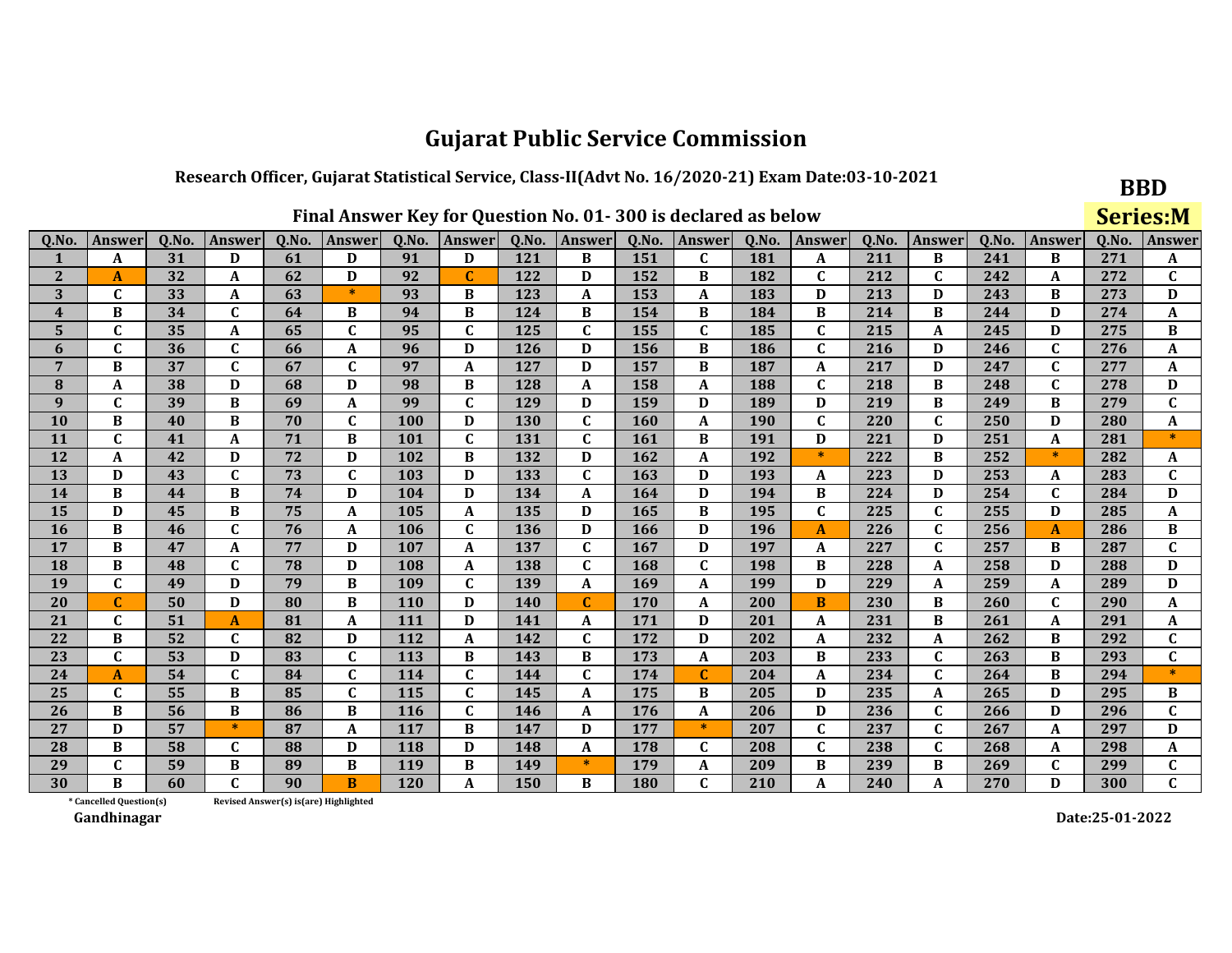# Gujarat Public Service Commission

## Research Officer, Gujarat Statistical Service, Class-II(Advt No. 16/2020-21) Exam Date:03-10-2021

**BBD**

**Series:M**

### Final Answer Key for Question No. 01- 300 is declared as below

| Q.No. | Answer | Q.No. | Answer | Q.No. | Answer | Q.No. | Answer | Q.No. | Answer | Q.No. | Answer | Q.No. | Answer | Q.No. | Answer | Q.No. | Answer | Q.No. | Answer |
|---|---|---|---|---|---|---|---|---|---|---|---|---|---|---|---|---|---|---|---|
| 1 | A | 31 | D | 61 | D | 91 | D | 121 | B | 151 | C | 181 | A | 211 | B | 241 | B | 271 | A |
| 2 | A | 32 | A | 62 | D | 92 | C | 122 | D | 152 | B | 182 | C | 212 | C | 242 | A | 272 | C |
| 3 | C | 33 | A | 63 | * | 93 | B | 123 | A | 153 | A | 183 | D | 213 | D | 243 | B | 273 | D |
| 4 | B | 34 | C | 64 | B | 94 | B | 124 | B | 154 | B | 184 | B | 214 | B | 244 | D | 274 | A |
| 5 | C | 35 | A | 65 | C | 95 | C | 125 | C | 155 | C | 185 | C | 215 | A | 245 | D | 275 | B |
| 6 | C | 36 | C | 66 | A | 96 | D | 126 | D | 156 | B | 186 | C | 216 | D | 246 | C | 276 | A |
| 7 | B | 37 | C | 67 | C | 97 | A | 127 | D | 157 | B | 187 | A | 217 | D | 247 | C | 277 | A |
| 8 | A | 38 | D | 68 | D | 98 | B | 128 | A | 158 | A | 188 | C | 218 | B | 248 | C | 278 | D |
| 9 | C | 39 | B | 69 | A | 99 | C | 129 | D | 159 | D | 189 | D | 219 | B | 249 | B | 279 | C |
| 10 | B | 40 | B | 70 | C | 100 | D | 130 | C | 160 | A | 190 | C | 220 | C | 250 | D | 280 | A |
| 11 | C | 41 | A | 71 | B | 101 | C | 131 | C | 161 | B | 191 | D | 221 | D | 251 | A | 281 | * |
| 12 | A | 42 | D | 72 | D | 102 | B | 132 | D | 162 | A | 192 | * | 222 | B | 252 | * | 282 | A |
| 13 | D | 43 | C | 73 | C | 103 | D | 133 | C | 163 | D | 193 | A | 223 | D | 253 | A | 283 | C |
| 14 | B | 44 | B | 74 | D | 104 | D | 134 | A | 164 | D | 194 | B | 224 | D | 254 | C | 284 | D |
| 15 | D | 45 | B | 75 | A | 105 | A | 135 | D | 165 | B | 195 | C | 225 | C | 255 | D | 285 | A |
| 16 | B | 46 | C | 76 | A | 106 | C | 136 | D | 166 | D | 196 | A | 226 | C | 256 | A | 286 | B |
| 17 | B | 47 | A | 77 | D | 107 | A | 137 | C | 167 | D | 197 | A | 227 | C | 257 | B | 287 | C |
| 18 | B | 48 | C | 78 | D | 108 | A | 138 | C | 168 | C | 198 | B | 228 | A | 258 | D | 288 | D |
| 19 | C | 49 | D | 79 | B | 109 | C | 139 | A | 169 | A | 199 | D | 229 | A | 259 | A | 289 | D |
| 20 | C | 50 | D | 80 | B | 110 | D | 140 | C | 170 | A | 200 | B | 230 | B | 260 | C | 290 | A |
| 21 | C | 51 | A | 81 | A | 111 | D | 141 | A | 171 | D | 201 | A | 231 | B | 261 | A | 291 | A |
| 22 | B | 52 | C | 82 | D | 112 | A | 142 | C | 172 | D | 202 | A | 232 | A | 262 | B | 292 | C |
| 23 | C | 53 | D | 83 | C | 113 | B | 143 | B | 173 | A | 203 | B | 233 | C | 263 | B | 293 | C |
| 24 | A | 54 | C | 84 | C | 114 | C | 144 | C | 174 | C | 204 | A | 234 | C | 264 | B | 294 | * |
| 25 | C | 55 | B | 85 | C | 115 | C | 145 | A | 175 | B | 205 | D | 235 | A | 265 | D | 295 | B |
| 26 | B | 56 | B | 86 | B | 116 | C | 146 | A | 176 | A | 206 | D | 236 | C | 266 | D | 296 | C |
| 27 | D | 57 | * | 87 | A | 117 | B | 147 | D | 177 | * | 207 | C | 237 | C | 267 | A | 297 | D |
| 28 | B | 58 | C | 88 | D | 118 | D | 148 | A | 178 | C | 208 | C | 238 | C | 268 | A | 298 | A |
| 29 | C | 59 | B | 89 | B | 119 | B | 149 | * | 179 | A | 209 | B | 239 | B | 269 | C | 299 | C |
| 30 | B | 60 | C | 90 | B | 120 | A | 150 | B | 180 | C | 210 | A | 240 | A | 270 | D | 300 | C |

\* Cancelled Question(s)  Revised Answer(s) is(are) Highlighted

Gandhinagar

Date:25-01-2022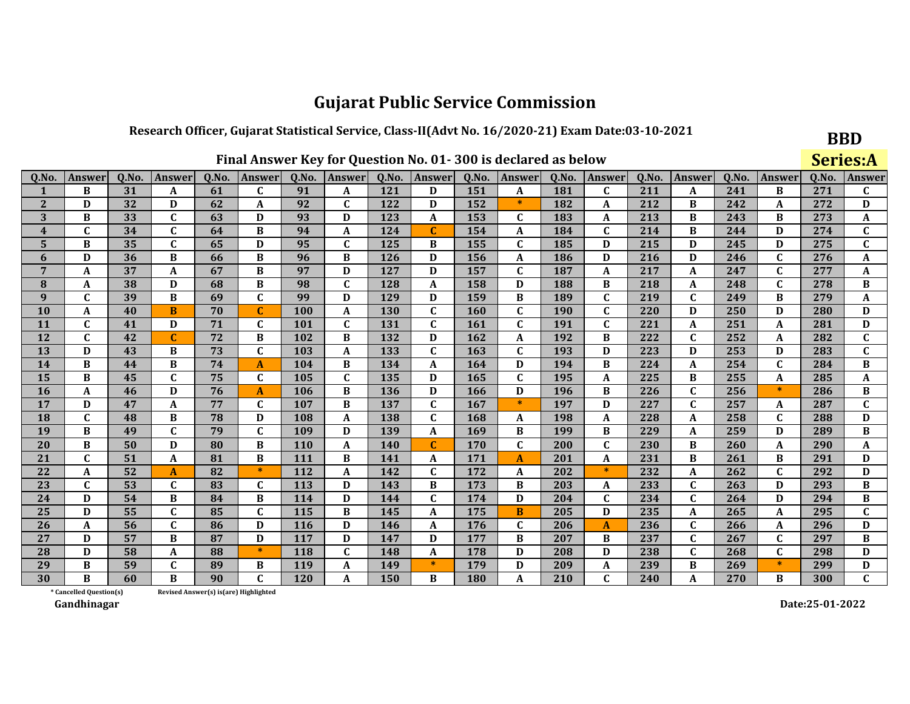# Gujarat Public Service Commission

## Research Officer, Gujarat Statistical Service, Class-II(Advt No. 16/2020-21) Exam Date:03-10-2021

**BBD**

**Series:A**

### Final Answer Key for Question No. 01- 300 is declared as below

| Q.No. | Answer | Q.No. | Answer | Q.No. | Answer | Q.No. | Answer | Q.No. | Answer | Q.No. | Answer | Q.No. | Answer | Q.No. | Answer | Q.No. | Answer | Q.No. | Answer |
|---|---|---|---|---|---|---|---|---|---|---|---|---|---|---|---|---|---|---|---|
| 1 | B | 31 | A | 61 | C | 91 | A | 121 | D | 151 | A | 181 | C | 211 | A | 241 | B | 271 | C |
| 2 | D | 32 | D | 62 | A | 92 | C | 122 | D | 152 | * | 182 | A | 212 | B | 242 | A | 272 | D |
| 3 | B | 33 | C | 63 | D | 93 | D | 123 | A | 153 | C | 183 | A | 213 | B | 243 | B | 273 | A |
| 4 | C | 34 | C | 64 | B | 94 | A | 124 | C | 154 | A | 184 | C | 214 | B | 244 | D | 274 | C |
| 5 | B | 35 | C | 65 | D | 95 | C | 125 | B | 155 | C | 185 | D | 215 | D | 245 | D | 275 | C |
| 6 | D | 36 | B | 66 | B | 96 | B | 126 | D | 156 | A | 186 | D | 216 | D | 246 | C | 276 | A |
| 7 | A | 37 | A | 67 | B | 97 | D | 127 | D | 157 | C | 187 | A | 217 | A | 247 | C | 277 | A |
| 8 | A | 38 | D | 68 | B | 98 | C | 128 | A | 158 | D | 188 | B | 218 | A | 248 | C | 278 | B |
| 9 | C | 39 | B | 69 | C | 99 | D | 129 | D | 159 | B | 189 | C | 219 | C | 249 | B | 279 | A |
| 10 | A | 40 | B | 70 | C | 100 | A | 130 | C | 160 | C | 190 | C | 220 | D | 250 | D | 280 | D |
| 11 | C | 41 | D | 71 | C | 101 | C | 131 | C | 161 | C | 191 | C | 221 | A | 251 | A | 281 | D |
| 12 | C | 42 | C | 72 | B | 102 | B | 132 | D | 162 | A | 192 | B | 222 | C | 252 | A | 282 | C |
| 13 | D | 43 | B | 73 | C | 103 | A | 133 | C | 163 | C | 193 | D | 223 | D | 253 | D | 283 | C |
| 14 | B | 44 | B | 74 | A | 104 | B | 134 | A | 164 | D | 194 | B | 224 | A | 254 | C | 284 | B |
| 15 | B | 45 | C | 75 | C | 105 | C | 135 | D | 165 | C | 195 | A | 225 | B | 255 | A | 285 | A |
| 16 | A | 46 | D | 76 | A | 106 | B | 136 | D | 166 | D | 196 | B | 226 | C | 256 | * | 286 | B |
| 17 | D | 47 | A | 77 | C | 107 | B | 137 | C | 167 | * | 197 | D | 227 | C | 257 | A | 287 | C |
| 18 | C | 48 | B | 78 | D | 108 | A | 138 | C | 168 | A | 198 | A | 228 | A | 258 | C | 288 | D |
| 19 | B | 49 | C | 79 | C | 109 | D | 139 | A | 169 | B | 199 | B | 229 | A | 259 | D | 289 | B |
| 20 | B | 50 | D | 80 | B | 110 | A | 140 | C | 170 | C | 200 | C | 230 | B | 260 | A | 290 | A |
| 21 | C | 51 | A | 81 | B | 111 | B | 141 | A | 171 | A | 201 | A | 231 | B | 261 | B | 291 | D |
| 22 | A | 52 | A | 82 | * | 112 | A | 142 | C | 172 | A | 202 | * | 232 | A | 262 | C | 292 | D |
| 23 | C | 53 | C | 83 | C | 113 | D | 143 | B | 173 | B | 203 | A | 233 | C | 263 | D | 293 | B |
| 24 | D | 54 | B | 84 | B | 114 | D | 144 | C | 174 | D | 204 | C | 234 | C | 264 | D | 294 | B |
| 25 | D | 55 | C | 85 | C | 115 | B | 145 | A | 175 | B | 205 | D | 235 | A | 265 | A | 295 | C |
| 26 | A | 56 | C | 86 | D | 116 | D | 146 | A | 176 | C | 206 | A | 236 | C | 266 | A | 296 | D |
| 27 | D | 57 | B | 87 | D | 117 | D | 147 | D | 177 | B | 207 | B | 237 | C | 267 | C | 297 | B |
| 28 | D | 58 | A | 88 | * | 118 | C | 148 | A | 178 | D | 208 | D | 238 | C | 268 | C | 298 | D |
| 29 | B | 59 | C | 89 | B | 119 | A | 149 | * | 179 | D | 209 | A | 239 | B | 269 | * | 299 | D |
| 30 | B | 60 | B | 90 | C | 120 | A | 150 | B | 180 | A | 210 | C | 240 | A | 270 | B | 300 | C |

\* Cancelled Question(s)

Revised Answer(s) is(are) Highlighted

Gandhinagar

Date:25-01-2022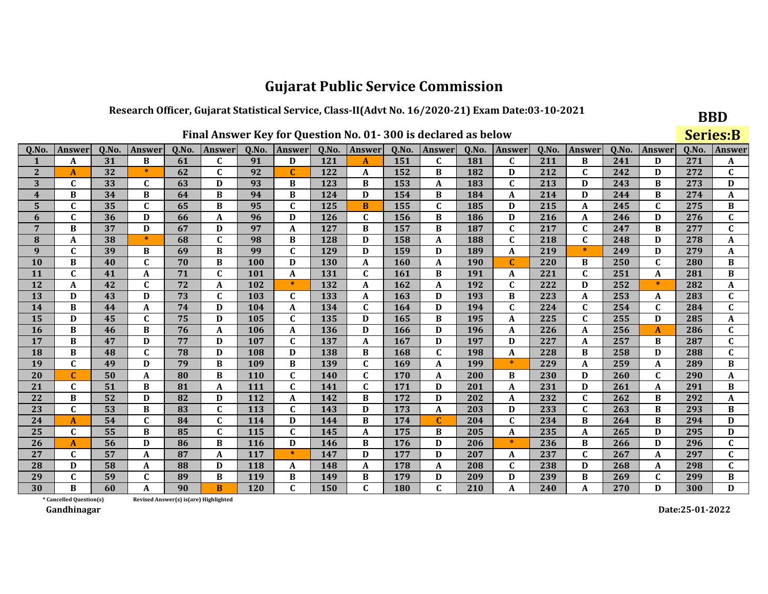# Gujarat Public Service Commission

## Research Officer, Gujarat Statistical Service, Class-II(Advt No. 16/2020-21) Exam Date:03-10-2021

**BBD**

**Series:B**

### Final Answer Key for Question No. 01- 300 is declared as below

| Q.No. | Answer | Q.No. | Answer | Q.No. | Answer | Q.No. | Answer | Q.No. | Answer | Q.No. | Answer | Q.No. | Answer | Q.No. | Answer | Q.No. | Answer | Q.No. | Answer |
|---|---|---|---|---|---|---|---|---|---|---|---|---|---|---|---|---|---|---|---|
| 1 | A | 31 | B | 61 | C | 91 | D | 121 | A | 151 | C | 181 | C | 211 | B | 241 | D | 271 | A |
| 2 | A | 32 | * | 62 | C | 92 | C | 122 | A | 152 | B | 182 | D | 212 | C | 242 | D | 272 | C |
| 3 | C | 33 | C | 63 | D | 93 | B | 123 | B | 153 | A | 183 | C | 213 | D | 243 | B | 273 | D |
| 4 | B | 34 | B | 64 | B | 94 | B | 124 | D | 154 | B | 184 | A | 214 | D | 244 | B | 274 | A |
| 5 | C | 35 | C | 65 | B | 95 | C | 125 | B | 155 | C | 185 | D | 215 | A | 245 | C | 275 | B |
| 6 | C | 36 | D | 66 | A | 96 | D | 126 | C | 156 | B | 186 | D | 216 | A | 246 | D | 276 | C |
| 7 | B | 37 | D | 67 | D | 97 | A | 127 | B | 157 | B | 187 | C | 217 | C | 247 | B | 277 | C |
| 8 | A | 38 | * | 68 | C | 98 | B | 128 | D | 158 | A | 188 | C | 218 | C | 248 | D | 278 | A |
| 9 | C | 39 | B | 69 | B | 99 | C | 129 | D | 159 | D | 189 | A | 219 | * | 249 | D | 279 | A |
| 10 | B | 40 | C | 70 | B | 100 | D | 130 | A | 160 | A | 190 | C | 220 | B | 250 | C | 280 | B |
| 11 | C | 41 | A | 71 | C | 101 | A | 131 | C | 161 | B | 191 | A | 221 | C | 251 | A | 281 | B |
| 12 | A | 42 | C | 72 | A | 102 | * | 132 | A | 162 | A | 192 | C | 222 | D | 252 | * | 282 | A |
| 13 | D | 43 | D | 73 | C | 103 | C | 133 | A | 163 | D | 193 | B | 223 | A | 253 | A | 283 | C |
| 14 | B | 44 | A | 74 | D | 104 | A | 134 | C | 164 | D | 194 | C | 224 | C | 254 | C | 284 | C |
| 15 | D | 45 | C | 75 | D | 105 | C | 135 | D | 165 | B | 195 | A | 225 | C | 255 | D | 285 | A |
| 16 | B | 46 | B | 76 | A | 106 | A | 136 | D | 166 | D | 196 | A | 226 | A | 256 | A | 286 | C |
| 17 | B | 47 | D | 77 | D | 107 | C | 137 | A | 167 | D | 197 | D | 227 | A | 257 | B | 287 | C |
| 18 | B | 48 | C | 78 | D | 108 | D | 138 | B | 168 | C | 198 | A | 228 | B | 258 | D | 288 | C |
| 19 | C | 49 | D | 79 | B | 109 | B | 139 | C | 169 | A | 199 | * | 229 | A | 259 | A | 289 | B |
| 20 | C | 50 | A | 80 | B | 110 | C | 140 | C | 170 | A | 200 | B | 230 | D | 260 | C | 290 | A |
| 21 | C | 51 | B | 81 | A | 111 | C | 141 | C | 171 | D | 201 | A | 231 | D | 261 | A | 291 | B |
| 22 | B | 52 | D | 82 | D | 112 | A | 142 | B | 172 | D | 202 | A | 232 | C | 262 | B | 292 | A |
| 23 | C | 53 | B | 83 | C | 113 | C | 143 | D | 173 | A | 203 | D | 233 | C | 263 | B | 293 | B |
| 24 | A | 54 | C | 84 | C | 114 | D | 144 | B | 174 | C | 204 | C | 234 | B | 264 | B | 294 | D |
| 25 | C | 55 | B | 85 | C | 115 | C | 145 | A | 175 | B | 205 | A | 235 | A | 265 | D | 295 | D |
| 26 | A | 56 | D | 86 | B | 116 | D | 146 | B | 176 | D | 206 | * | 236 | B | 266 | D | 296 | C |
| 27 | C | 57 | A | 87 | A | 117 | * | 147 | D | 177 | D | 207 | A | 237 | C | 267 | A | 297 | C |
| 28 | D | 58 | A | 88 | D | 118 | A | 148 | A | 178 | A | 208 | C | 238 | D | 268 | A | 298 | C |
| 29 | C | 59 | C | 89 | B | 119 | B | 149 | B | 179 | D | 209 | D | 239 | B | 269 | C | 299 | B |
| 30 | B | 60 | A | 90 | B | 120 | C | 150 | C | 180 | C | 210 | A | 240 | A | 270 | D | 300 | D |

\* Cancelled Question(s)    Revised Answer(s) is(are) Highlighted

Gandhinagar

Date:25-01-2022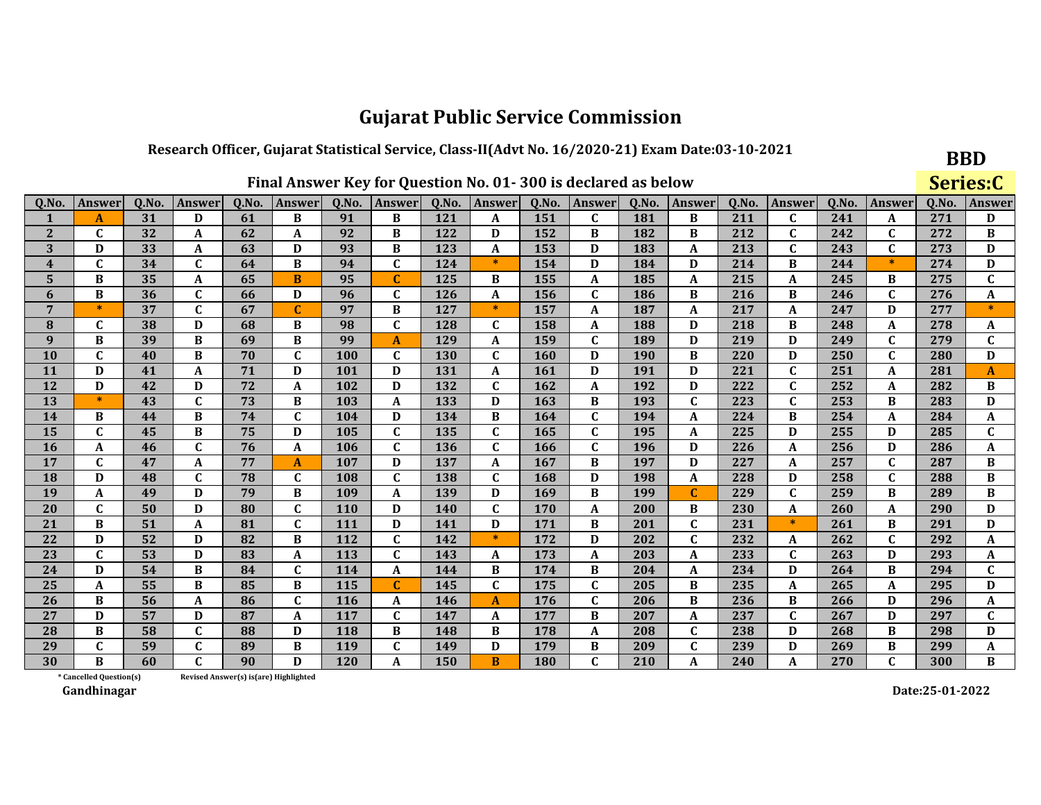# Gujarat Public Service Commission

## Research Officer, Gujarat Statistical Service, Class-II(Advt No. 16/2020-21) Exam Date:03-10-2021

**BBD**

**Series:C**

### Final Answer Key for Question No. 01- 300 is declared as below

| Q.No. | Answer | Q.No. | Answer | Q.No. | Answer | Q.No. | Answer | Q.No. | Answer | Q.No. | Answer | Q.No. | Answer | Q.No. | Answer | Q.No. | Answer | Q.No. | Answer |
|---|---|---|---|---|---|---|---|---|---|---|---|---|---|---|---|---|---|---|---|
| 1 | A | 31 | D | 61 | B | 91 | B | 121 | A | 151 | C | 181 | B | 211 | C | 241 | A | 271 | D |
| 2 | C | 32 | A | 62 | A | 92 | B | 122 | D | 152 | B | 182 | B | 212 | C | 242 | C | 272 | B |
| 3 | D | 33 | A | 63 | D | 93 | B | 123 | A | 153 | D | 183 | A | 213 | C | 243 | C | 273 | D |
| 4 | C | 34 | C | 64 | B | 94 | C | 124 | * | 154 | D | 184 | D | 214 | B | 244 | * | 274 | D |
| 5 | B | 35 | A | 65 | B | 95 | C | 125 | B | 155 | A | 185 | A | 215 | A | 245 | B | 275 | C |
| 6 | B | 36 | C | 66 | D | 96 | C | 126 | A | 156 | C | 186 | B | 216 | B | 246 | C | 276 | A |
| 7 | * | 37 | C | 67 | C | 97 | B | 127 | * | 157 | A | 187 | A | 217 | A | 247 | D | 277 | * |
| 8 | C | 38 | D | 68 | B | 98 | C | 128 | C | 158 | A | 188 | D | 218 | B | 248 | A | 278 | A |
| 9 | B | 39 | B | 69 | B | 99 | A | 129 | A | 159 | C | 189 | D | 219 | D | 249 | C | 279 | C |
| 10 | C | 40 | B | 70 | C | 100 | C | 130 | C | 160 | D | 190 | B | 220 | D | 250 | C | 280 | D |
| 11 | D | 41 | A | 71 | D | 101 | D | 131 | A | 161 | D | 191 | D | 221 | C | 251 | A | 281 | A |
| 12 | D | 42 | D | 72 | A | 102 | D | 132 | C | 162 | A | 192 | D | 222 | C | 252 | A | 282 | B |
| 13 | * | 43 | C | 73 | B | 103 | A | 133 | D | 163 | B | 193 | C | 223 | C | 253 | B | 283 | D |
| 14 | B | 44 | B | 74 | C | 104 | D | 134 | B | 164 | C | 194 | A | 224 | B | 254 | A | 284 | A |
| 15 | C | 45 | B | 75 | D | 105 | C | 135 | C | 165 | C | 195 | A | 225 | D | 255 | D | 285 | C |
| 16 | A | 46 | C | 76 | A | 106 | C | 136 | C | 166 | C | 196 | D | 226 | A | 256 | D | 286 | A |
| 17 | C | 47 | A | 77 | A | 107 | D | 137 | A | 167 | B | 197 | D | 227 | A | 257 | C | 287 | B |
| 18 | D | 48 | C | 78 | C | 108 | C | 138 | C | 168 | D | 198 | A | 228 | D | 258 | C | 288 | B |
| 19 | A | 49 | D | 79 | B | 109 | A | 139 | D | 169 | B | 199 | C | 229 | C | 259 | B | 289 | B |
| 20 | C | 50 | D | 80 | C | 110 | D | 140 | C | 170 | A | 200 | B | 230 | A | 260 | A | 290 | D |
| 21 | B | 51 | A | 81 | C | 111 | D | 141 | D | 171 | B | 201 | C | 231 | * | 261 | B | 291 | D |
| 22 | D | 52 | D | 82 | B | 112 | C | 142 | * | 172 | D | 202 | C | 232 | A | 262 | C | 292 | A |
| 23 | C | 53 | D | 83 | A | 113 | C | 143 | A | 173 | A | 203 | A | 233 | C | 263 | D | 293 | A |
| 24 | D | 54 | B | 84 | C | 114 | A | 144 | B | 174 | B | 204 | A | 234 | D | 264 | B | 294 | C |
| 25 | A | 55 | B | 85 | B | 115 | C | 145 | C | 175 | C | 205 | B | 235 | A | 265 | A | 295 | D |
| 26 | B | 56 | A | 86 | C | 116 | A | 146 | A | 176 | C | 206 | B | 236 | B | 266 | D | 296 | A |
| 27 | D | 57 | D | 87 | A | 117 | C | 147 | A | 177 | B | 207 | A | 237 | C | 267 | D | 297 | C |
| 28 | B | 58 | C | 88 | D | 118 | B | 148 | B | 178 | A | 208 | C | 238 | D | 268 | B | 298 | D |
| 29 | C | 59 | C | 89 | B | 119 | C | 149 | D | 179 | B | 209 | C | 239 | D | 269 | B | 299 | A |
| 30 | B | 60 | C | 90 | D | 120 | A | 150 | B | 180 | C | 210 | A | 240 | A | 270 | C | 300 | B |

\* Cancelled Question(s)     Revised Answer(s) is(are) Highlighted

Gandhinagar

Date:25-01-2022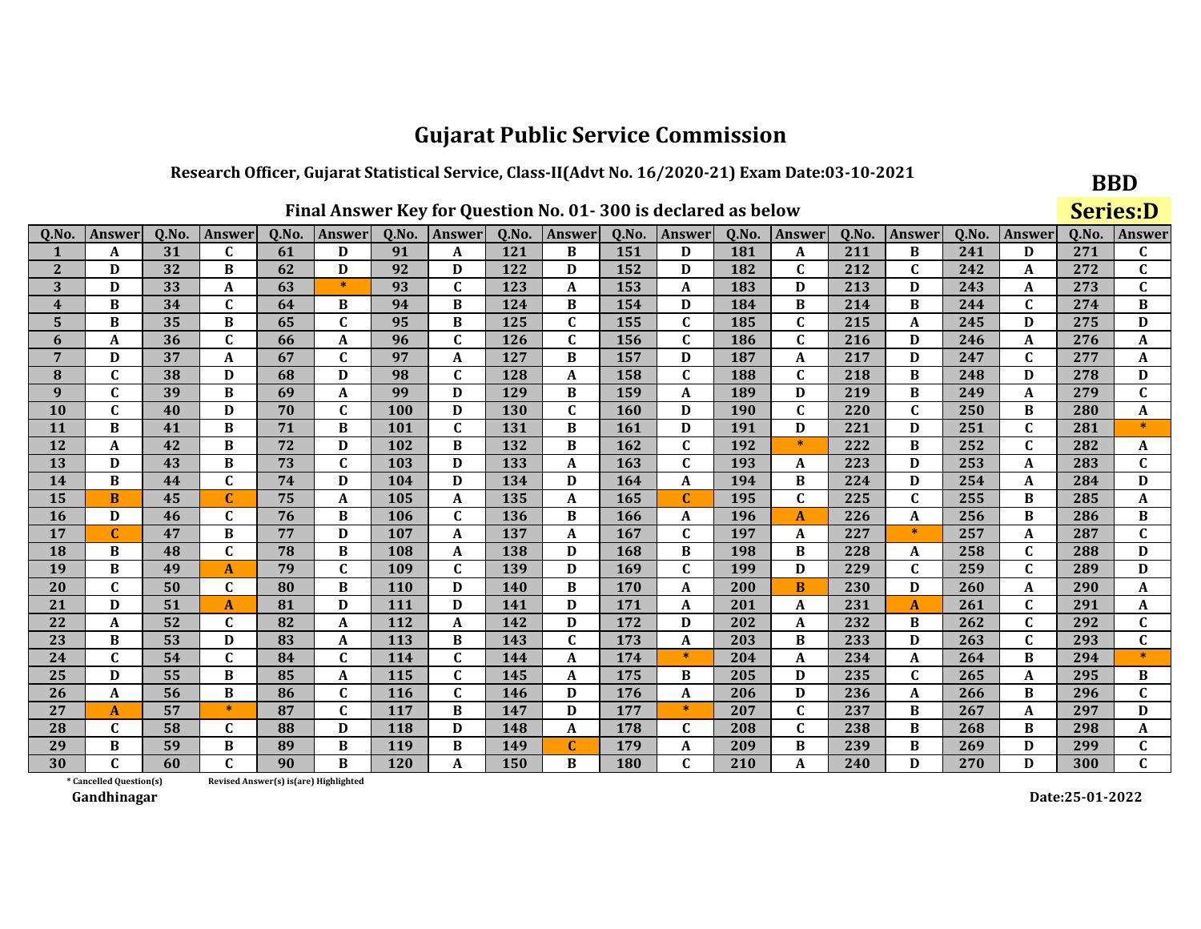# Gujarat Public Service Commission

## Research Officer, Gujarat Statistical Service, Class-II(Advt No. 16/2020-21) Exam Date:03-10-2021

**BBD**

**Series:D**

### Final Answer Key for Question No. 01- 300 is declared as below

| Q.No. | Answer | Q.No. | Answer | Q.No. | Answer | Q.No. | Answer | Q.No. | Answer | Q.No. | Answer | Q.No. | Answer | Q.No. | Answer | Q.No. | Answer | Q.No. | Answer |
|---|---|---|---|---|---|---|---|---|---|---|---|---|---|---|---|---|---|---|---|
| 1 | A | 31 | C | 61 | D | 91 | A | 121 | B | 151 | D | 181 | A | 211 | B | 241 | D | 271 | C |
| 2 | D | 32 | B | 62 | D | 92 | D | 122 | D | 152 | D | 182 | C | 212 | C | 242 | A | 272 | C |
| 3 | D | 33 | A | 63 | * | 93 | C | 123 | A | 153 | A | 183 | D | 213 | D | 243 | A | 273 | C |
| 4 | B | 34 | C | 64 | B | 94 | B | 124 | B | 154 | D | 184 | B | 214 | B | 244 | C | 274 | B |
| 5 | B | 35 | B | 65 | C | 95 | B | 125 | C | 155 | C | 185 | C | 215 | A | 245 | D | 275 | D |
| 6 | A | 36 | C | 66 | A | 96 | C | 126 | C | 156 | C | 186 | C | 216 | D | 246 | A | 276 | A |
| 7 | D | 37 | A | 67 | C | 97 | A | 127 | B | 157 | D | 187 | A | 217 | D | 247 | C | 277 | A |
| 8 | C | 38 | D | 68 | D | 98 | C | 128 | A | 158 | C | 188 | C | 218 | B | 248 | D | 278 | D |
| 9 | C | 39 | B | 69 | A | 99 | D | 129 | B | 159 | A | 189 | D | 219 | B | 249 | A | 279 | C |
| 10 | C | 40 | D | 70 | C | 100 | D | 130 | C | 160 | D | 190 | C | 220 | C | 250 | B | 280 | A |
| 11 | B | 41 | B | 71 | B | 101 | C | 131 | B | 161 | D | 191 | D | 221 | D | 251 | C | 281 | * |
| 12 | A | 42 | B | 72 | D | 102 | B | 132 | B | 162 | C | 192 | * | 222 | B | 252 | C | 282 | A |
| 13 | D | 43 | B | 73 | C | 103 | D | 133 | A | 163 | C | 193 | A | 223 | D | 253 | A | 283 | C |
| 14 | B | 44 | C | 74 | D | 104 | D | 134 | D | 164 | A | 194 | B | 224 | D | 254 | A | 284 | D |
| 15 | B | 45 | C | 75 | A | 105 | A | 135 | A | 165 | C | 195 | C | 225 | C | 255 | B | 285 | A |
| 16 | D | 46 | C | 76 | B | 106 | C | 136 | B | 166 | A | 196 | A | 226 | A | 256 | B | 286 | B |
| 17 | C | 47 | B | 77 | D | 107 | A | 137 | A | 167 | C | 197 | A | 227 | * | 257 | A | 287 | C |
| 18 | B | 48 | C | 78 | B | 108 | A | 138 | D | 168 | B | 198 | B | 228 | A | 258 | C | 288 | D |
| 19 | B | 49 | A | 79 | C | 109 | C | 139 | D | 169 | C | 199 | D | 229 | C | 259 | C | 289 | D |
| 20 | C | 50 | C | 80 | B | 110 | D | 140 | B | 170 | A | 200 | B | 230 | D | 260 | A | 290 | A |
| 21 | D | 51 | A | 81 | D | 111 | D | 141 | D | 171 | A | 201 | A | 231 | A | 261 | C | 291 | A |
| 22 | A | 52 | C | 82 | A | 112 | A | 142 | D | 172 | D | 202 | A | 232 | B | 262 | C | 292 | C |
| 23 | B | 53 | D | 83 | A | 113 | B | 143 | C | 173 | A | 203 | B | 233 | D | 263 | C | 293 | C |
| 24 | C | 54 | C | 84 | C | 114 | C | 144 | A | 174 | * | 204 | A | 234 | A | 264 | B | 294 | * |
| 25 | D | 55 | B | 85 | A | 115 | C | 145 | A | 175 | B | 205 | D | 235 | C | 265 | A | 295 | B |
| 26 | A | 56 | B | 86 | C | 116 | C | 146 | D | 176 | A | 206 | D | 236 | A | 266 | B | 296 | C |
| 27 | A | 57 | * | 87 | C | 117 | B | 147 | D | 177 | * | 207 | C | 237 | B | 267 | A | 297 | D |
| 28 | C | 58 | C | 88 | D | 118 | D | 148 | A | 178 | C | 208 | C | 238 | B | 268 | B | 298 | A |
| 29 | B | 59 | B | 89 | B | 119 | B | 149 | C | 179 | A | 209 | B | 239 | B | 269 | D | 299 | C |
| 30 | C | 60 | C | 90 | B | 120 | A | 150 | B | 180 | C | 210 | A | 240 | D | 270 | D | 300 | C |

\* Cancelled Question(s)

Revised Answer(s) is(are) Highlighted

Gandhinagar

Date:25-01-2022